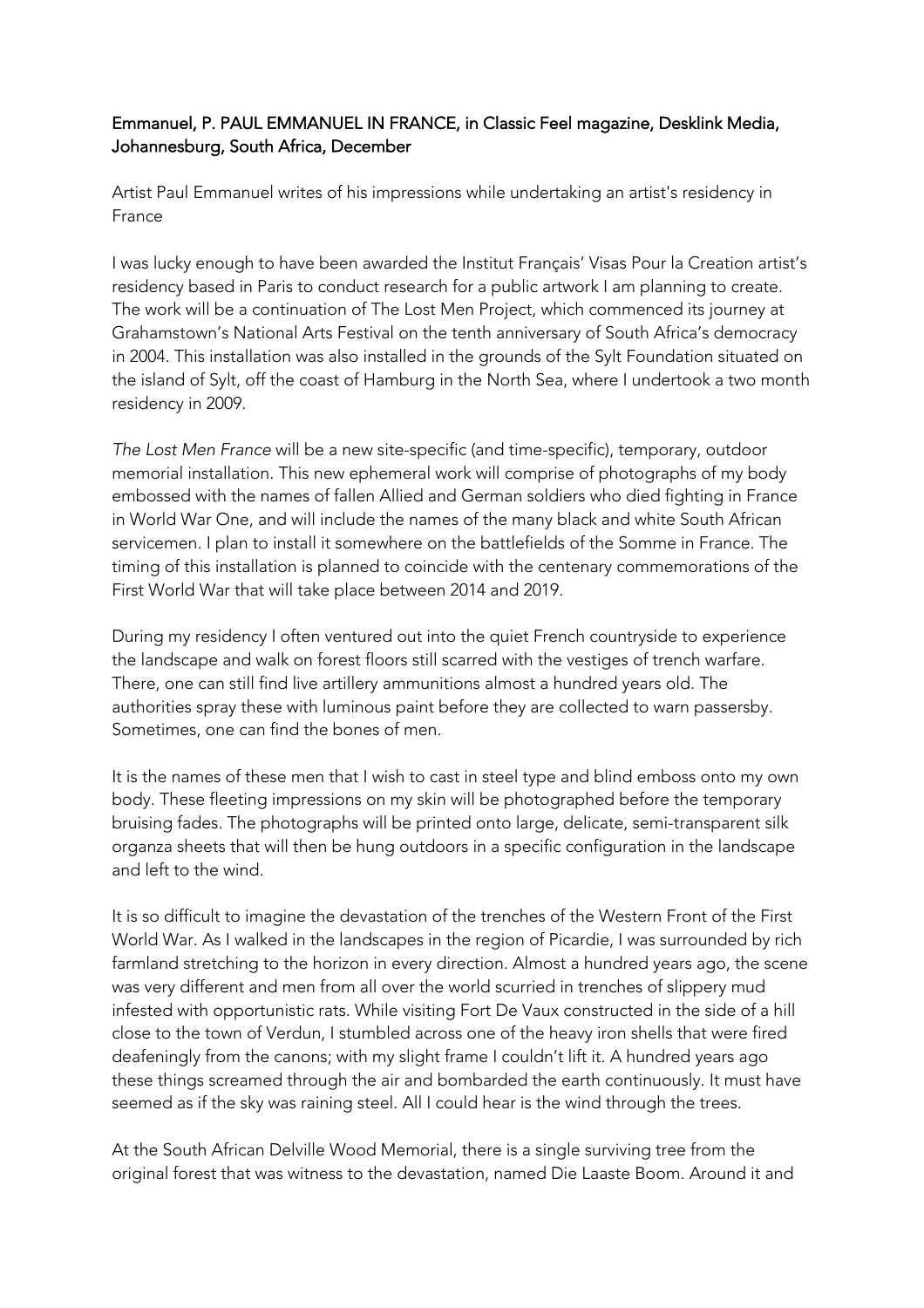Emmanuel, P. PAUL EMMANUEL IN FRANCE, in Classic Feel magazine, Desklink Media, Johannesburg, South Africa, December

Artist Paul Emmanuel writes of his impressions while undertaking an artist's residency in France

I was lucky enough to have been awarded the Institut Français' Visas Pour la Creation artist's residency based in Paris to conduct research for a public artwork I am planning to create. The work will be a continuation of The Lost Men Project, which commenced its journey at Grahamstown's National Arts Festival on the tenth anniversary of South Africa's democracy in 2004. This installation was also installed in the grounds of the Sylt Foundation situated on the island of Sylt, off the coast of Hamburg in the North Sea, where I undertook a two month residency in 2009.

*The Lost Men France* will be a new site-specific (and time-specific), temporary, outdoor memorial installation. This new ephemeral work will comprise of photographs of my body embossed with the names of fallen Allied and German soldiers who died fighting in France in World War One, and will include the names of the many black and white South African servicemen. I plan to install it somewhere on the battlefields of the Somme in France. The timing of this installation is planned to coincide with the centenary commemorations of the First World War that will take place between 2014 and 2019.

During my residency I often ventured out into the quiet French countryside to experience the landscape and walk on forest floors still scarred with the vestiges of trench warfare. There, one can still find live artillery ammunitions almost a hundred years old. The authorities spray these with luminous paint before they are collected to warn passersby. Sometimes, one can find the bones of men.

It is the names of these men that I wish to cast in steel type and blind emboss onto my own body. These fleeting impressions on my skin will be photographed before the temporary bruising fades. The photographs will be printed onto large, delicate, semi-transparent silk organza sheets that will then be hung outdoors in a specific configuration in the landscape and left to the wind.

It is so difficult to imagine the devastation of the trenches of the Western Front of the First World War. As I walked in the landscapes in the region of Picardie, I was surrounded by rich farmland stretching to the horizon in every direction. Almost a hundred years ago, the scene was very different and men from all over the world scurried in trenches of slippery mud infested with opportunistic rats. While visiting Fort De Vaux constructed in the side of a hill close to the town of Verdun, I stumbled across one of the heavy iron shells that were fired deafeningly from the canons; with my slight frame I couldn't lift it. A hundred years ago these things screamed through the air and bombarded the earth continuously. It must have seemed as if the sky was raining steel. All I could hear is the wind through the trees.

At the South African Delville Wood Memorial, there is a single surviving tree from the original forest that was witness to the devastation, named Die Laaste Boom. Around it and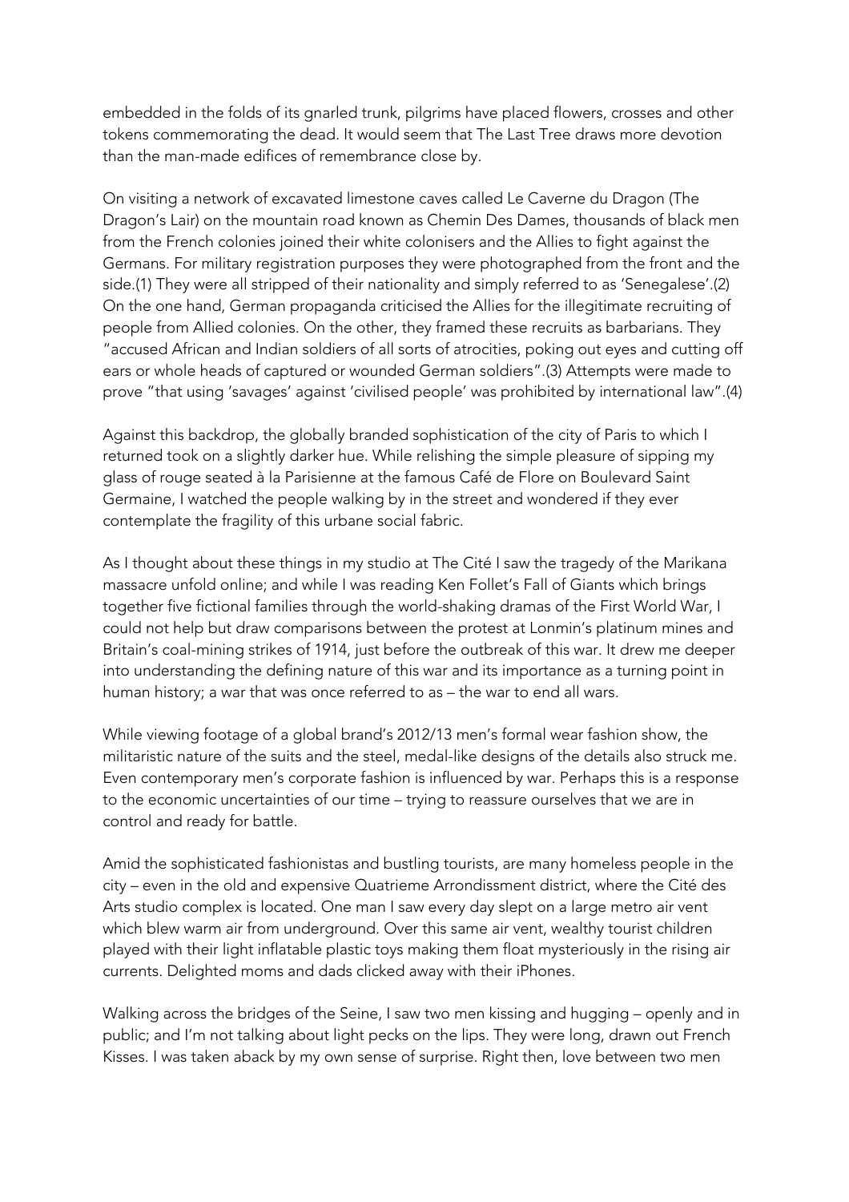embedded in the folds of its gnarled trunk, pilgrims have placed flowers, crosses and other tokens commemorating the dead. It would seem that The Last Tree draws more devotion than the man-made edifices of remembrance close by.

On visiting a network of excavated limestone caves called Le Caverne du Dragon (The Dragon's Lair) on the mountain road known as Chemin Des Dames, thousands of black men from the French colonies joined their white colonisers and the Allies to fight against the Germans. For military registration purposes they were photographed from the front and the side.(1) They were all stripped of their nationality and simply referred to as 'Senegalese'.(2) On the one hand, German propaganda criticised the Allies for the illegitimate recruiting of people from Allied colonies. On the other, they framed these recruits as barbarians. They "accused African and Indian soldiers of all sorts of atrocities, poking out eyes and cutting off ears or whole heads of captured or wounded German soldiers".(3) Attempts were made to prove "that using 'savages' against 'civilised people' was prohibited by international law".(4)

Against this backdrop, the globally branded sophistication of the city of Paris to which I returned took on a slightly darker hue. While relishing the simple pleasure of sipping my glass of rouge seated à la Parisienne at the famous Café de Flore on Boulevard Saint Germaine, I watched the people walking by in the street and wondered if they ever contemplate the fragility of this urbane social fabric.

As I thought about these things in my studio at The Cité I saw the tragedy of the Marikana massacre unfold online; and while I was reading Ken Follet's Fall of Giants which brings together five fictional families through the world-shaking dramas of the First World War, I could not help but draw comparisons between the protest at Lonmin's platinum mines and Britain's coal-mining strikes of 1914, just before the outbreak of this war. It drew me deeper into understanding the defining nature of this war and its importance as a turning point in human history; a war that was once referred to as – the war to end all wars.

While viewing footage of a global brand's 2012/13 men's formal wear fashion show, the militaristic nature of the suits and the steel, medal-like designs of the details also struck me. Even contemporary men's corporate fashion is influenced by war. Perhaps this is a response to the economic uncertainties of our time – trying to reassure ourselves that we are in control and ready for battle.

Amid the sophisticated fashionistas and bustling tourists, are many homeless people in the city – even in the old and expensive Quatrieme Arrondissment district, where the Cité des Arts studio complex is located. One man I saw every day slept on a large metro air vent which blew warm air from underground. Over this same air vent, wealthy tourist children played with their light inflatable plastic toys making them float mysteriously in the rising air currents. Delighted moms and dads clicked away with their iPhones.

Walking across the bridges of the Seine, I saw two men kissing and hugging – openly and in public; and I'm not talking about light pecks on the lips. They were long, drawn out French Kisses. I was taken aback by my own sense of surprise. Right then, love between two men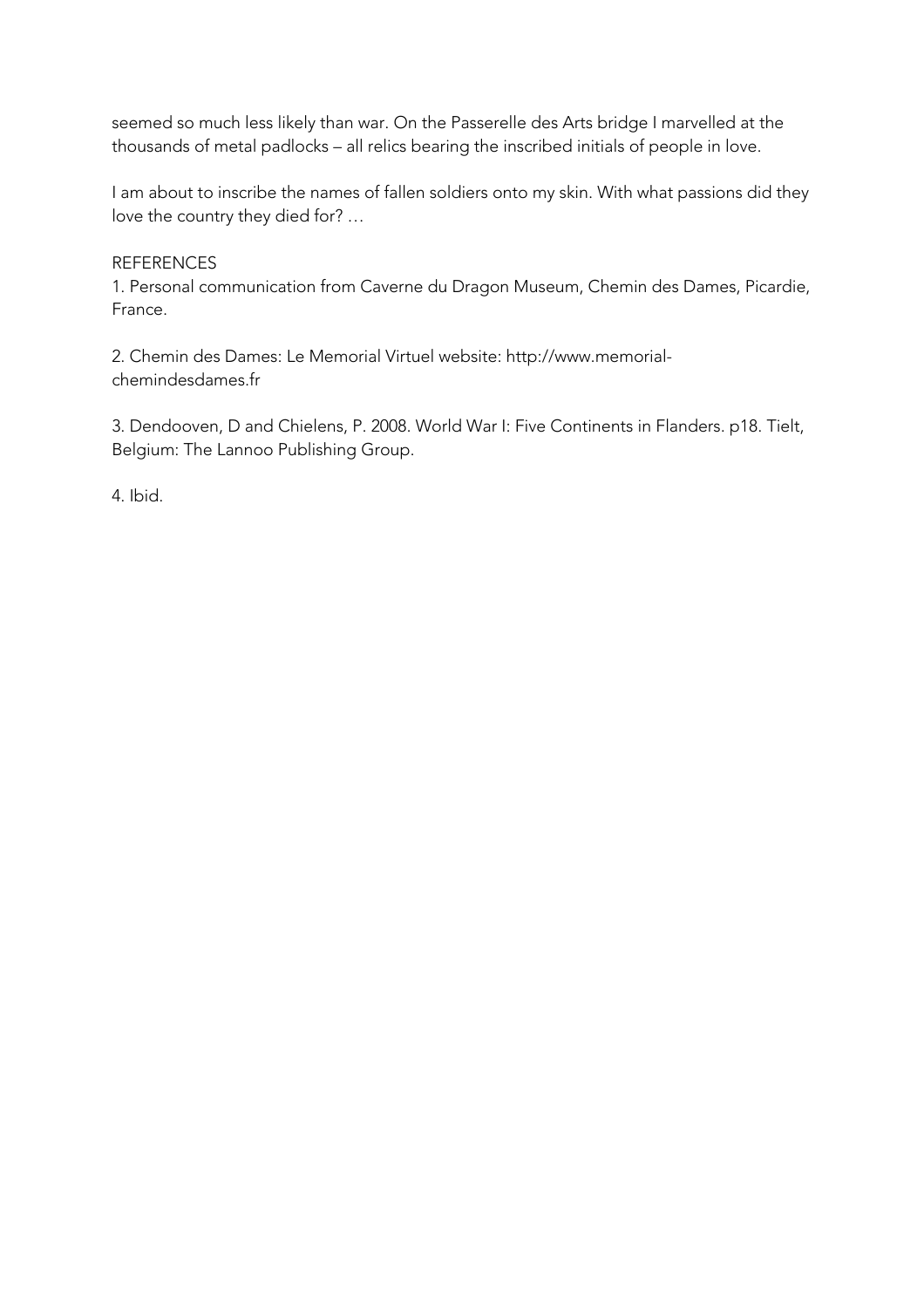seemed so much less likely than war. On the Passerelle des Arts bridge I marvelled at the thousands of metal padlocks – all relics bearing the inscribed initials of people in love.

I am about to inscribe the names of fallen soldiers onto my skin. With what passions did they love the country they died for? …

REFERENCES

1. Personal communication from Caverne du Dragon Museum, Chemin des Dames, Picardie, France.

2. Chemin des Dames: Le Memorial Virtuel website: http://www.memorial-chemindesdames.fr

3. Dendooven, D and Chielens, P. 2008. World War I: Five Continents in Flanders. p18. Tielt, Belgium: The Lannoo Publishing Group.

4. Ibid.